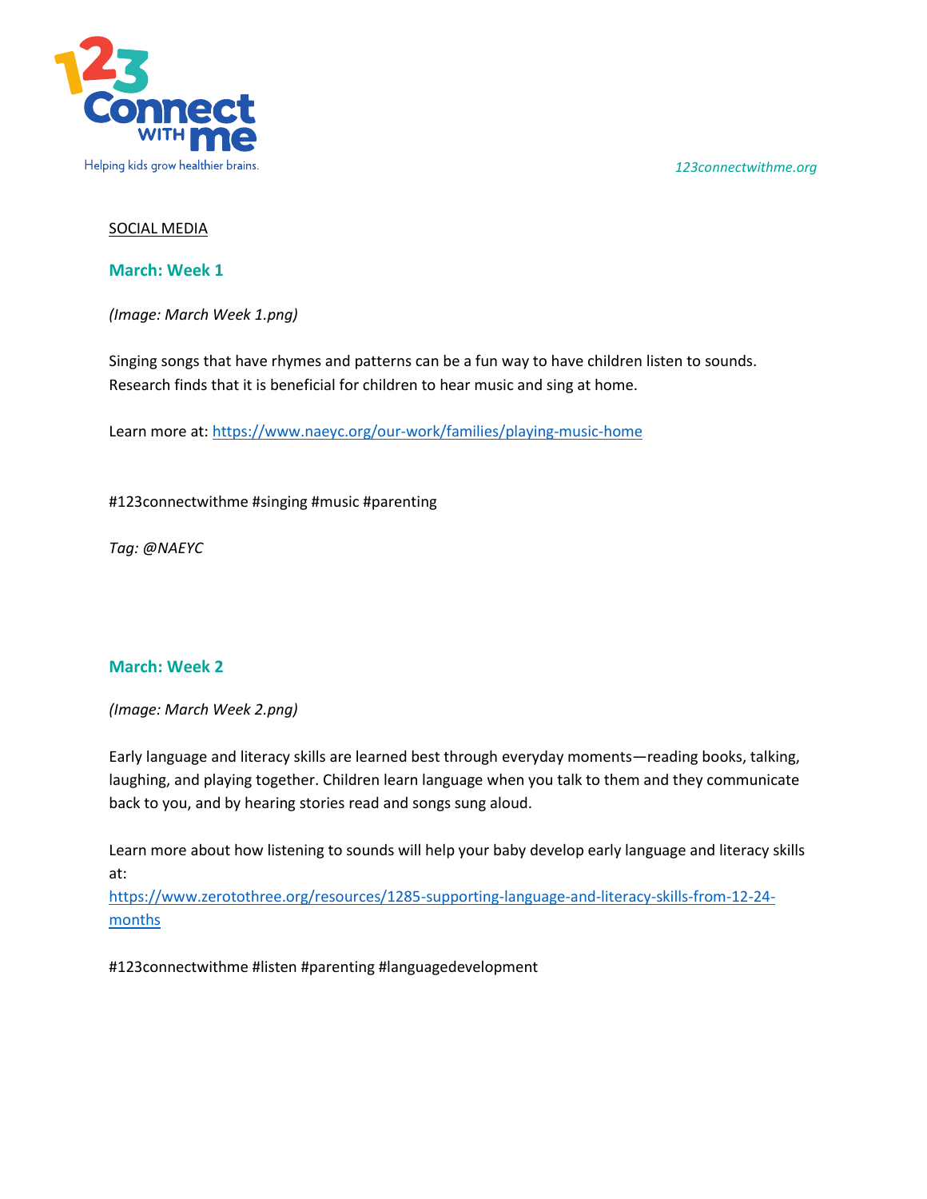SOCIAL MEDIA

## March: Week 1

*(Image: March Week 1.png)*

Singing songs that have rhymes and patterns can be a fun way to have children listen to sounds. Research finds that it is beneficial for children to hear music and sing at home.

Learn more at: https://www.naeyc.org/our-work/families/playing-music-home

#123connectwithme #singing #music #parenting

*Tag: @NAEYC*

## March: Week 2

*(Image: March Week 2.png)*

Early language and literacy skills are learned best through everyday moments—reading books, talking, laughing, and playing together. Children learn language when you talk to them and they communicate back to you, and by hearing stories read and songs sung aloud.

Learn more about how listening to sounds will help your baby develop early language and literacy skills at:
https://www.zerotothree.org/resources/1285-supporting-language-and-literacy-skills-from-12-24-months

#123connectwithme #listen #parenting #languagedevelopment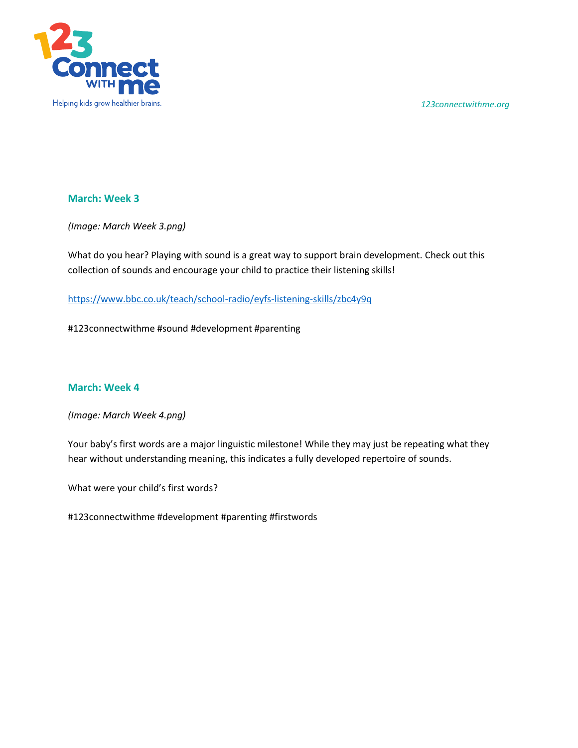## March: Week 3

*(Image: March Week 3.png)*

What do you hear? Playing with sound is a great way to support brain development. Check out this collection of sounds and encourage your child to practice their listening skills!

https://www.bbc.co.uk/teach/school-radio/eyfs-listening-skills/zbc4y9q

#123connectwithme #sound #development #parenting

## March: Week 4

*(Image: March Week 4.png)*

Your baby's first words are a major linguistic milestone! While they may just be repeating what they hear without understanding meaning, this indicates a fully developed repertoire of sounds.

What were your child's first words?

#123connectwithme #development #parenting #firstwords